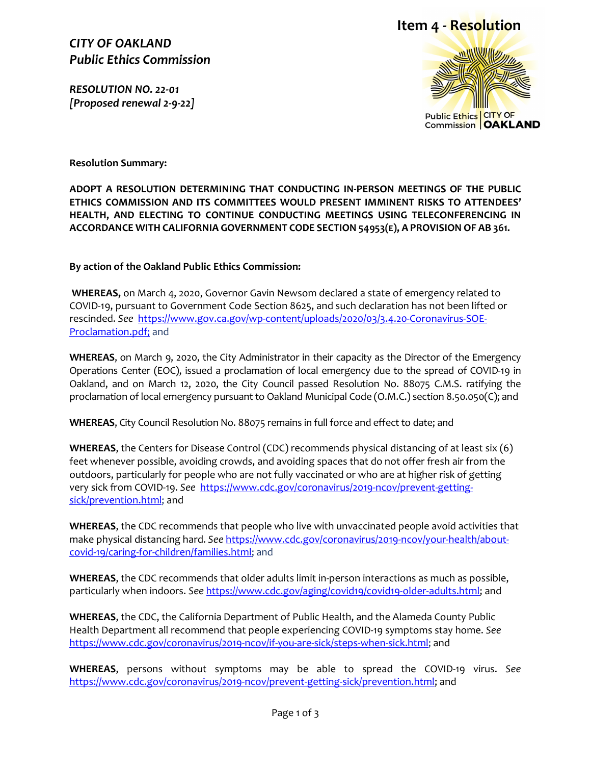**Item 4 - Resolution**

*CITY OF OAKLAND*
*Public Ethics Commission*

*RESOLUTION NO. 22-01*
*[Proposed renewal 2-9-22]*

**Resolution Summary:**

**ADOPT A RESOLUTION DETERMINING THAT CONDUCTING IN-PERSON MEETINGS OF THE PUBLIC ETHICS COMMISSION AND ITS COMMITTEES WOULD PRESENT IMMINENT RISKS TO ATTENDEES' HEALTH, AND ELECTING TO CONTINUE CONDUCTING MEETINGS USING TELECONFERENCING IN ACCORDANCE WITH CALIFORNIA GOVERNMENT CODE SECTION 54953(E), A PROVISION OF AB 361.**

**By action of the Oakland Public Ethics Commission:**

**WHEREAS,** on March 4, 2020, Governor Gavin Newsom declared a state of emergency related to COVID-19, pursuant to Government Code Section 8625, and such declaration has not been lifted or rescinded. *See* https://www.gov.ca.gov/wp-content/uploads/2020/03/3.4.20-Coronavirus-SOE-Proclamation.pdf; and

**WHEREAS**, on March 9, 2020, the City Administrator in their capacity as the Director of the Emergency Operations Center (EOC), issued a proclamation of local emergency due to the spread of COVID-19 in Oakland, and on March 12, 2020, the City Council passed Resolution No. 88075 C.M.S. ratifying the proclamation of local emergency pursuant to Oakland Municipal Code (O.M.C.) section 8.50.050(C); and

**WHEREAS**, City Council Resolution No. 88075 remains in full force and effect to date; and

**WHEREAS**, the Centers for Disease Control (CDC) recommends physical distancing of at least six (6) feet whenever possible, avoiding crowds, and avoiding spaces that do not offer fresh air from the outdoors, particularly for people who are not fully vaccinated or who are at higher risk of getting very sick from COVID-19. *See* https://www.cdc.gov/coronavirus/2019-ncov/prevent-getting-sick/prevention.html; and

**WHEREAS**, the CDC recommends that people who live with unvaccinated people avoid activities that make physical distancing hard. *See* https://www.cdc.gov/coronavirus/2019-ncov/your-health/about-covid-19/caring-for-children/families.html; and

**WHEREAS**, the CDC recommends that older adults limit in-person interactions as much as possible, particularly when indoors. *See* https://www.cdc.gov/aging/covid19/covid19-older-adults.html; and

**WHEREAS**, the CDC, the California Department of Public Health, and the Alameda County Public Health Department all recommend that people experiencing COVID-19 symptoms stay home. *See* https://www.cdc.gov/coronavirus/2019-ncov/if-you-are-sick/steps-when-sick.html; and

**WHEREAS**, persons without symptoms may be able to spread the COVID-19 virus. *See* https://www.cdc.gov/coronavirus/2019-ncov/prevent-getting-sick/prevention.html; and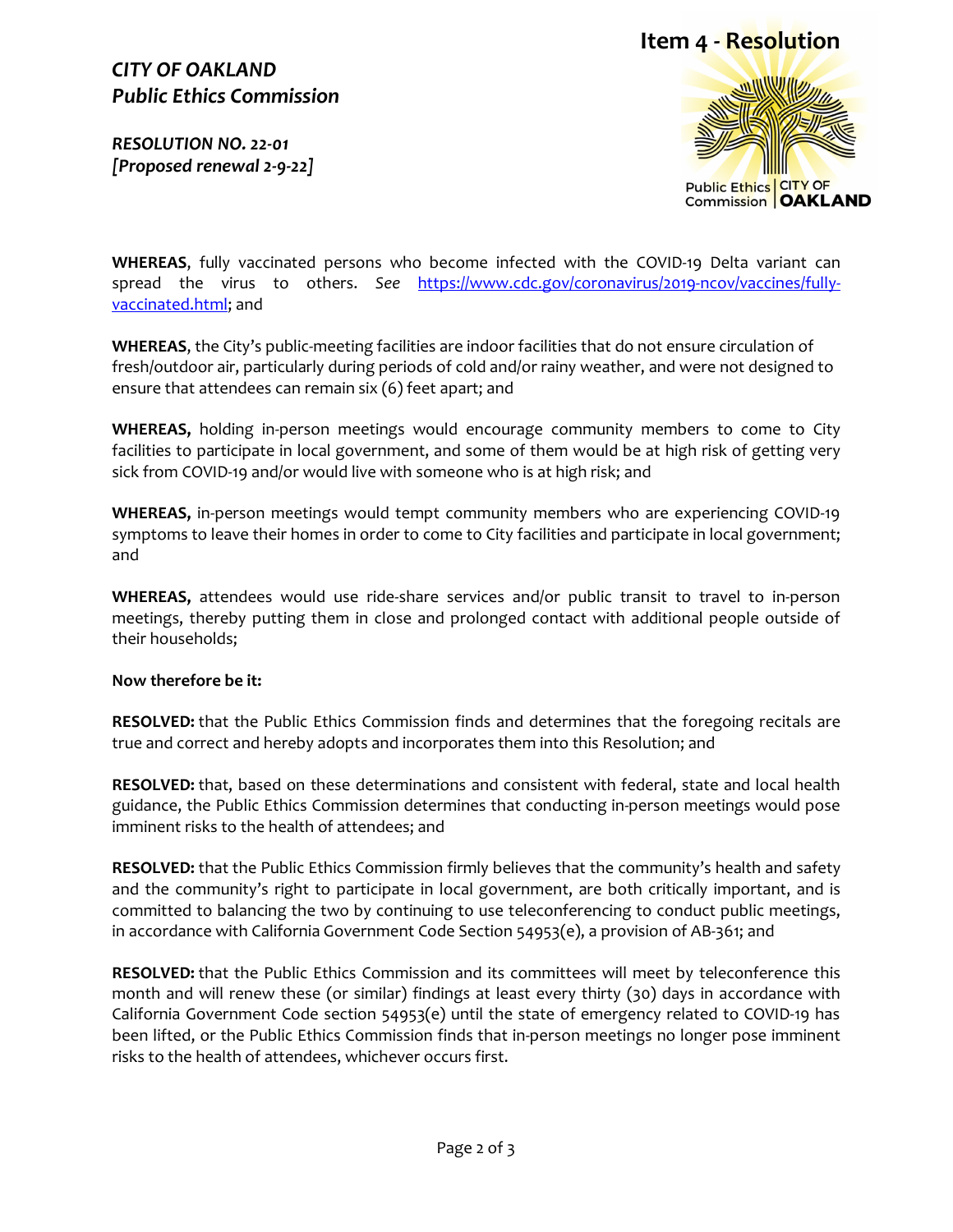# Item 4 - Resolution

***CITY OF OAKLAND***
***Public Ethics Commission***

***RESOLUTION NO. 22-01***
***[Proposed renewal 2-9-22]***

**WHEREAS**, fully vaccinated persons who become infected with the COVID-19 Delta variant can spread the virus to others. *See* https://www.cdc.gov/coronavirus/2019-ncov/vaccines/fully-vaccinated.html; and

**WHEREAS**, the City's public-meeting facilities are indoor facilities that do not ensure circulation of fresh/outdoor air, particularly during periods of cold and/or rainy weather, and were not designed to ensure that attendees can remain six (6) feet apart; and

**WHEREAS,** holding in-person meetings would encourage community members to come to City facilities to participate in local government, and some of them would be at high risk of getting very sick from COVID-19 and/or would live with someone who is at high risk; and

**WHEREAS,** in-person meetings would tempt community members who are experiencing COVID-19 symptoms to leave their homes in order to come to City facilities and participate in local government; and

**WHEREAS,** attendees would use ride-share services and/or public transit to travel to in-person meetings, thereby putting them in close and prolonged contact with additional people outside of their households;

**Now therefore be it:**

**RESOLVED:** that the Public Ethics Commission finds and determines that the foregoing recitals are true and correct and hereby adopts and incorporates them into this Resolution; and

**RESOLVED:** that, based on these determinations and consistent with federal, state and local health guidance, the Public Ethics Commission determines that conducting in-person meetings would pose imminent risks to the health of attendees; and

**RESOLVED:** that the Public Ethics Commission firmly believes that the community's health and safety and the community's right to participate in local government, are both critically important, and is committed to balancing the two by continuing to use teleconferencing to conduct public meetings, in accordance with California Government Code Section 54953(e), a provision of AB-361; and

**RESOLVED:** that the Public Ethics Commission and its committees will meet by teleconference this month and will renew these (or similar) findings at least every thirty (30) days in accordance with California Government Code section 54953(e) until the state of emergency related to COVID-19 has been lifted, or the Public Ethics Commission finds that in-person meetings no longer pose imminent risks to the health of attendees, whichever occurs first.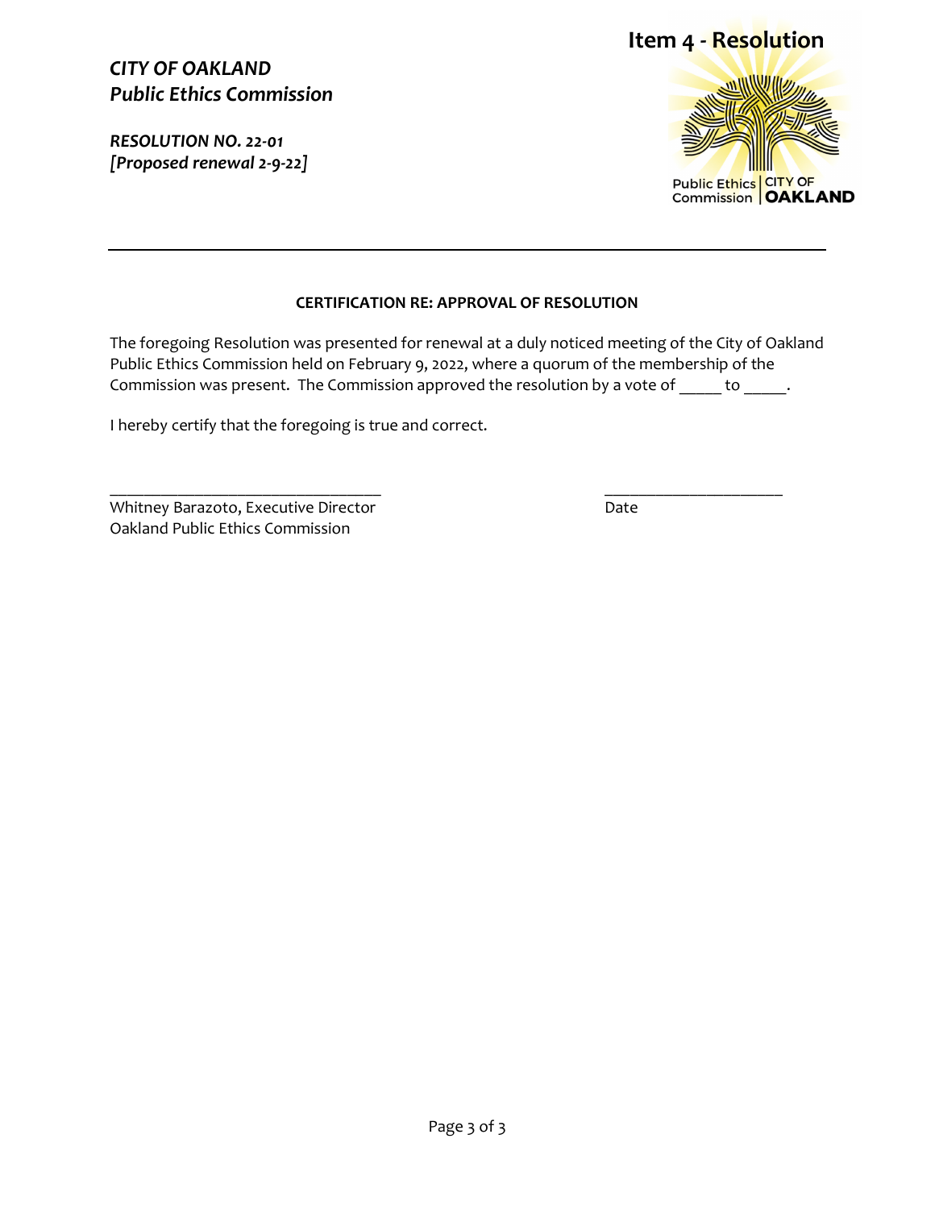*CITY OF OAKLAND*
*Public Ethics Commission*

*RESOLUTION NO. 22-01*
*[Proposed renewal 2-9-22]*

**Item 4 - Resolution**

Public Ethics Commission | CITY OF OAKLAND

**CERTIFICATION RE: APPROVAL OF RESOLUTION**

The foregoing Resolution was presented for renewal at a duly noticed meeting of the City of Oakland Public Ethics Commission held on February 9, 2022, where a quorum of the membership of the Commission was present. The Commission approved the resolution by a vote of _____ to _____.

I hereby certify that the foregoing is true and correct.

_________________________________
Whitney Barazoto, Executive Director
Oakland Public Ethics Commission

_____________________
Date